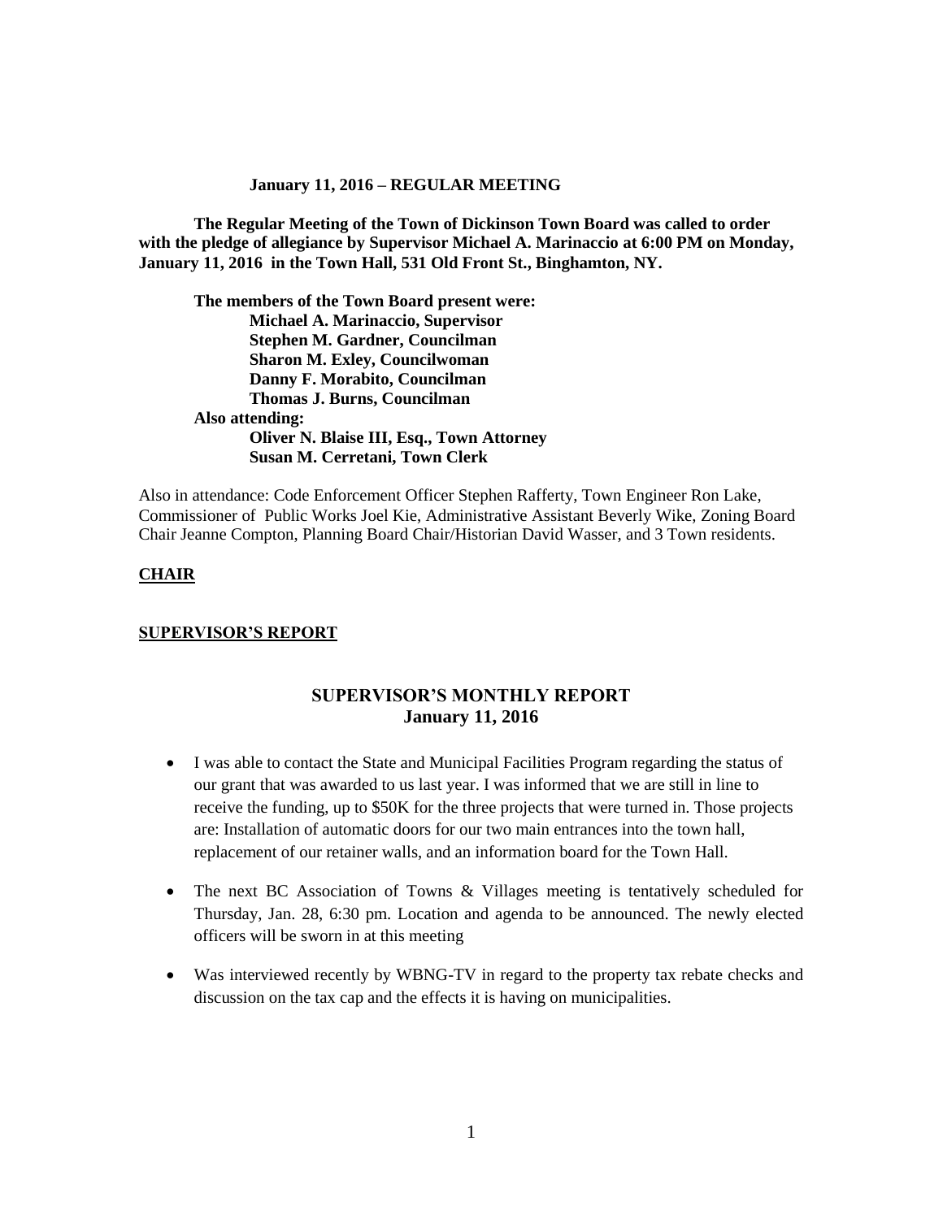**January 11, 2016 – REGULAR MEETING**

**The Regular Meeting of the Town of Dickinson Town Board was called to order with the pledge of allegiance by Supervisor Michael A. Marinaccio at 6:00 PM on Monday, January 11, 2016 in the Town Hall, 531 Old Front St., Binghamton, NY.**

**The members of the Town Board present were:**
**Michael A. Marinaccio, Supervisor**
**Stephen M. Gardner, Councilman**
**Sharon M. Exley, Councilwoman**
**Danny F. Morabito, Councilman**
**Thomas J. Burns, Councilman**
**Also attending:**
**Oliver N. Blaise III, Esq., Town Attorney**
**Susan M. Cerretani, Town Clerk**

Also in attendance: Code Enforcement Officer Stephen Rafferty, Town Engineer Ron Lake, Commissioner of Public Works Joel Kie, Administrative Assistant Beverly Wike, Zoning Board Chair Jeanne Compton, Planning Board Chair/Historian David Wasser, and 3 Town residents.

**CHAIR**

**SUPERVISOR'S REPORT**

## SUPERVISOR'S MONTHLY REPORT
## January 11, 2016

- I was able to contact the State and Municipal Facilities Program regarding the status of our grant that was awarded to us last year. I was informed that we are still in line to receive the funding, up to $50K for the three projects that were turned in. Those projects are: Installation of automatic doors for our two main entrances into the town hall, replacement of our retainer walls, and an information board for the Town Hall.

- The next BC Association of Towns & Villages meeting is tentatively scheduled for Thursday, Jan. 28, 6:30 pm. Location and agenda to be announced. The newly elected officers will be sworn in at this meeting

- Was interviewed recently by WBNG-TV in regard to the property tax rebate checks and discussion on the tax cap and the effects it is having on municipalities.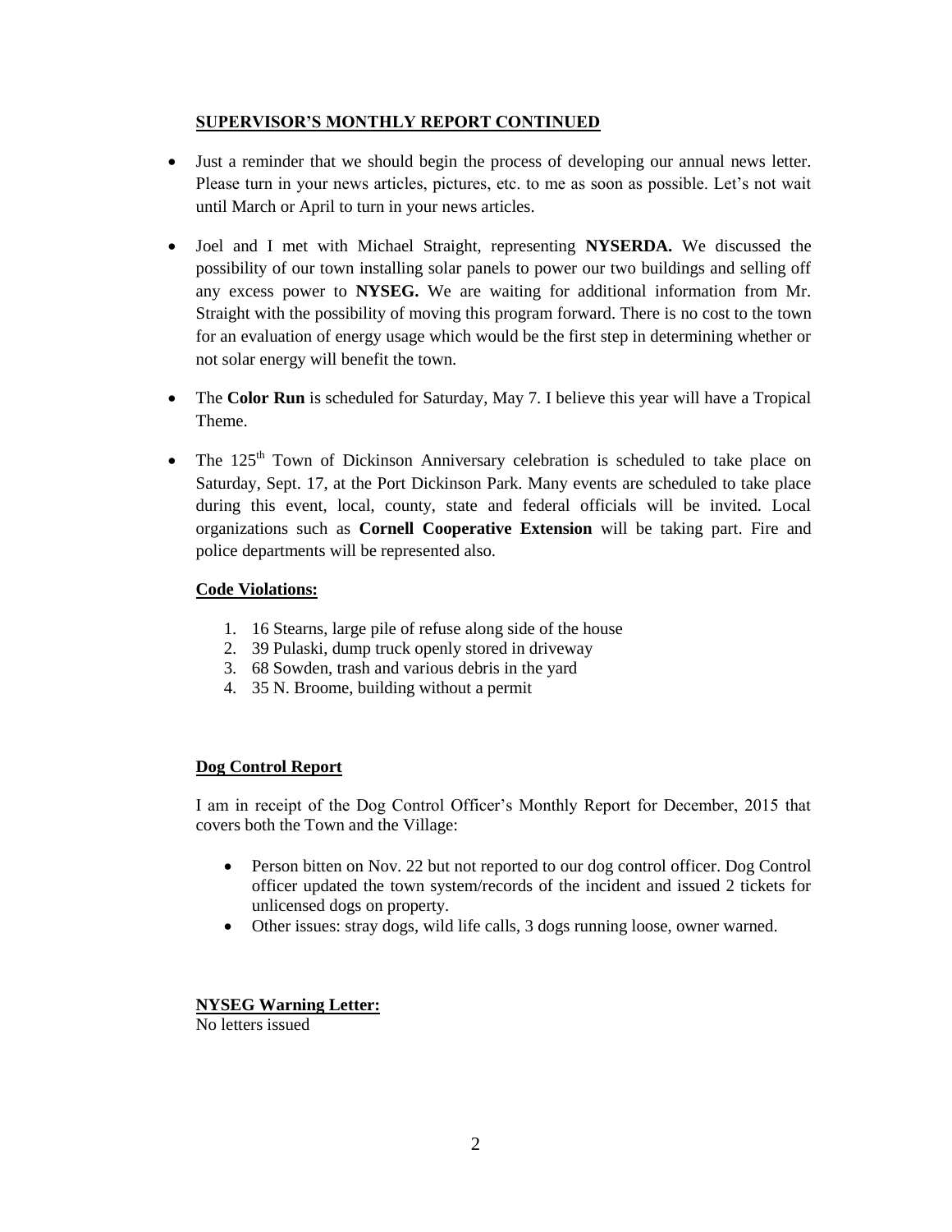## SUPERVISOR'S MONTHLY REPORT CONTINUED

- Just a reminder that we should begin the process of developing our annual news letter. Please turn in your news articles, pictures, etc. to me as soon as possible. Let's not wait until March or April to turn in your news articles.
- Joel and I met with Michael Straight, representing **NYSERDA.** We discussed the possibility of our town installing solar panels to power our two buildings and selling off any excess power to **NYSEG.** We are waiting for additional information from Mr. Straight with the possibility of moving this program forward. There is no cost to the town for an evaluation of energy usage which would be the first step in determining whether or not solar energy will benefit the town.
- The **Color Run** is scheduled for Saturday, May 7. I believe this year will have a Tropical Theme.
- The 125th Town of Dickinson Anniversary celebration is scheduled to take place on Saturday, Sept. 17, at the Port Dickinson Park. Many events are scheduled to take place during this event, local, county, state and federal officials will be invited. Local organizations such as **Cornell Cooperative Extension** will be taking part. Fire and police departments will be represented also.

### Code Violations:

1. 16 Stearns, large pile of refuse along side of the house
2. 39 Pulaski, dump truck openly stored in driveway
3. 68 Sowden, trash and various debris in the yard
4. 35 N. Broome, building without a permit

### Dog Control Report

I am in receipt of the Dog Control Officer's Monthly Report for December, 2015 that covers both the Town and the Village:

- Person bitten on Nov. 22 but not reported to our dog control officer. Dog Control officer updated the town system/records of the incident and issued 2 tickets for unlicensed dogs on property.
- Other issues: stray dogs, wild life calls, 3 dogs running loose, owner warned.

### NYSEG Warning Letter:

No letters issued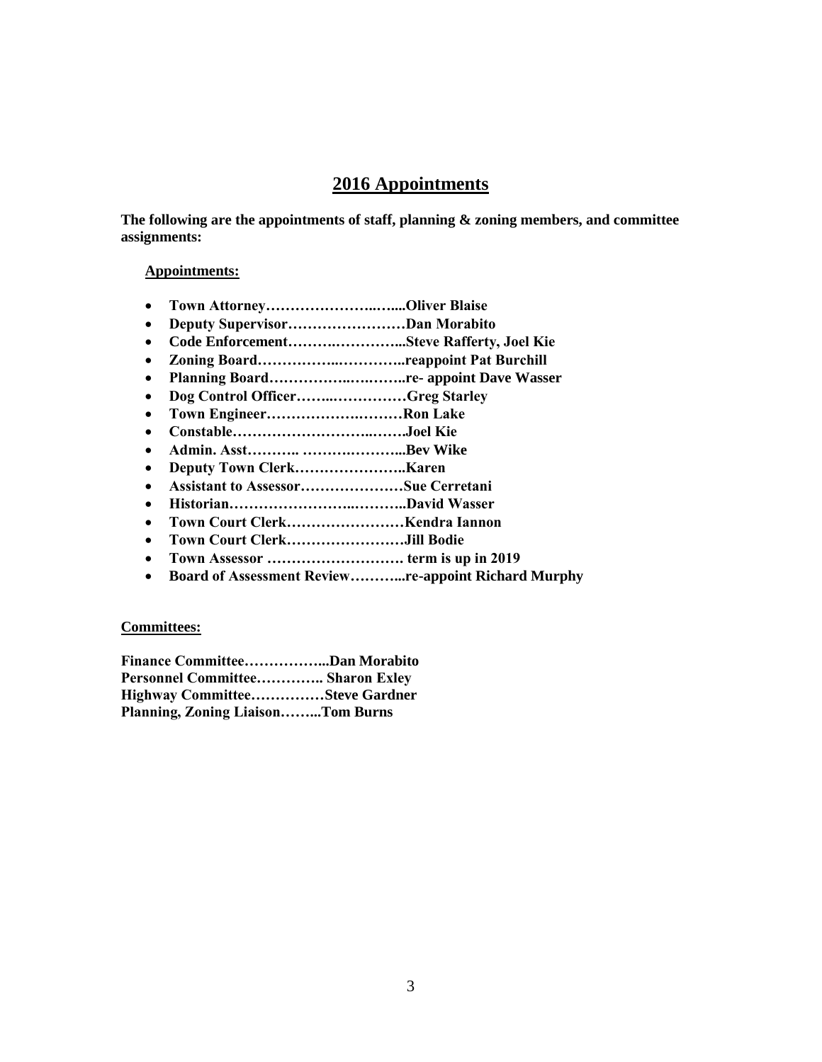## 2016 Appointments

**The following are the appointments of staff, planning & zoning members, and committee assignments:**

**Appointments:**

- **Town Attorney…………………..…....Oliver Blaise**
- **Deputy Supervisor……………………Dan Morabito**
- **Code Enforcement……….…………...Steve Rafferty, Joel Kie**
- **Zoning Board……………..…………..reappoint Pat Burchill**
- **Planning Board……………..…..……..re- appoint Dave Wasser**
- **Dog Control Officer……..……………Greg Starley**
- **Town Engineer…………………….……Ron Lake**
- **Constable……………………….…..…….Joel Kie**
- **Admin. Asst……….. ……….………...Bev Wike**
- **Deputy Town Clerk…………………..Karen**
- **Assistant to Assessor…………………Sue Cerretani**
- **Historian…………………..………..David Wasser**
- **Town Court Clerk……………………Kendra Iannon**
- **Town Court Clerk…………………….Jill Bodie**
- **Town Assessor ………………………. term is up in 2019**
- **Board of Assessment Review………...re-appoint Richard Murphy**

**Committees:**

**Finance Committee……………...Dan Morabito**
**Personnel Committee………….. Sharon Exley**
**Highway Committee……………Steve Gardner**
**Planning, Zoning Liaison……...Tom Burns**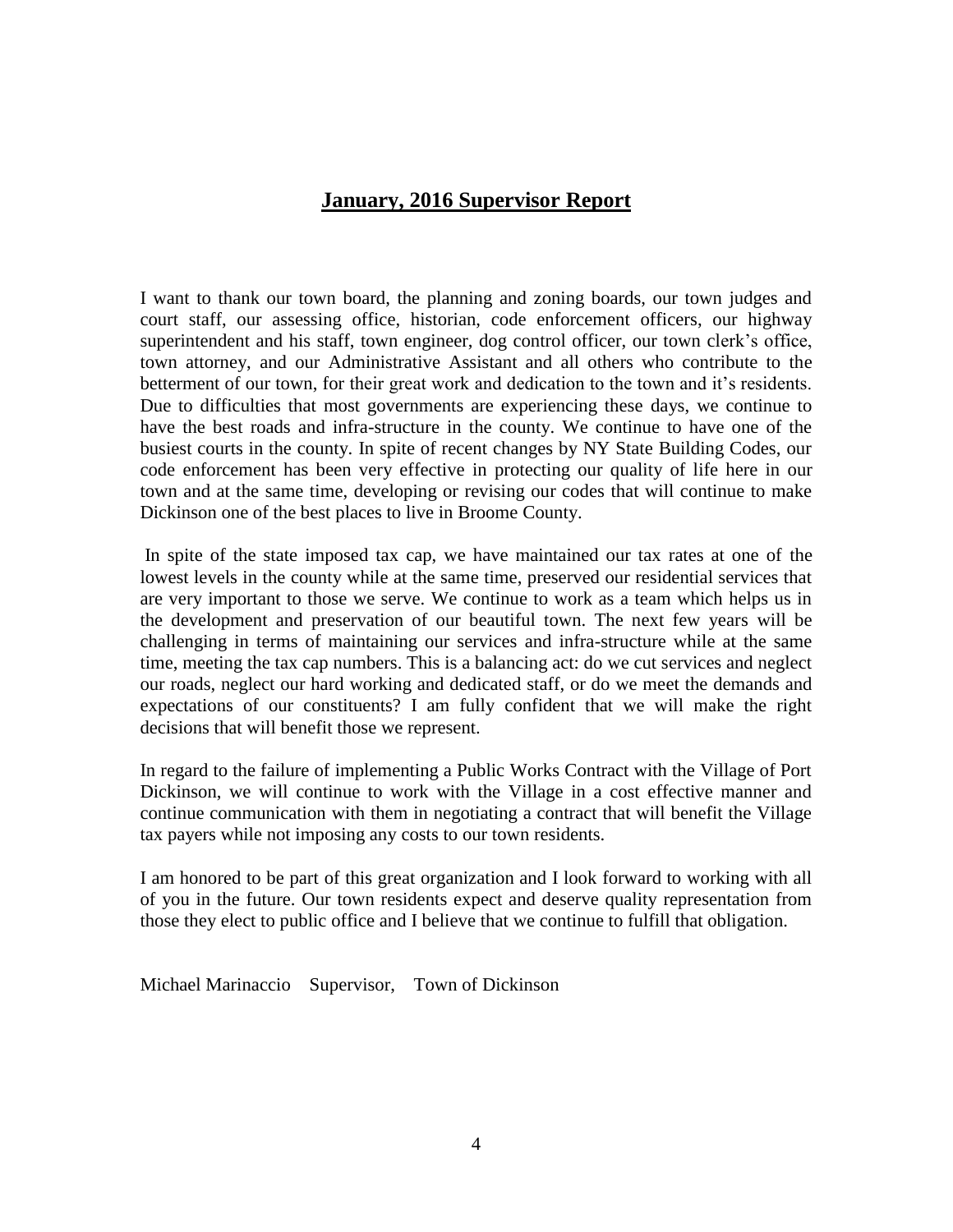# **January, 2016 Supervisor Report**

I want to thank our town board, the planning and zoning boards, our town judges and court staff, our assessing office, historian, code enforcement officers, our highway superintendent and his staff, town engineer, dog control officer, our town clerk's office, town attorney, and our Administrative Assistant and all others who contribute to the betterment of our town, for their great work and dedication to the town and it's residents. Due to difficulties that most governments are experiencing these days, we continue to have the best roads and infra-structure in the county. We continue to have one of the busiest courts in the county. In spite of recent changes by NY State Building Codes, our code enforcement has been very effective in protecting our quality of life here in our town and at the same time, developing or revising our codes that will continue to make Dickinson one of the best places to live in Broome County.

In spite of the state imposed tax cap, we have maintained our tax rates at one of the lowest levels in the county while at the same time, preserved our residential services that are very important to those we serve. We continue to work as a team which helps us in the development and preservation of our beautiful town. The next few years will be challenging in terms of maintaining our services and infra-structure while at the same time, meeting the tax cap numbers. This is a balancing act: do we cut services and neglect our roads, neglect our hard working and dedicated staff, or do we meet the demands and expectations of our constituents? I am fully confident that we will make the right decisions that will benefit those we represent.

In regard to the failure of implementing a Public Works Contract with the Village of Port Dickinson, we will continue to work with the Village in a cost effective manner and continue communication with them in negotiating a contract that will benefit the Village tax payers while not imposing any costs to our town residents.

I am honored to be part of this great organization and I look forward to working with all of you in the future. Our town residents expect and deserve quality representation from those they elect to public office and I believe that we continue to fulfill that obligation.

Michael Marinaccio Supervisor, Town of Dickinson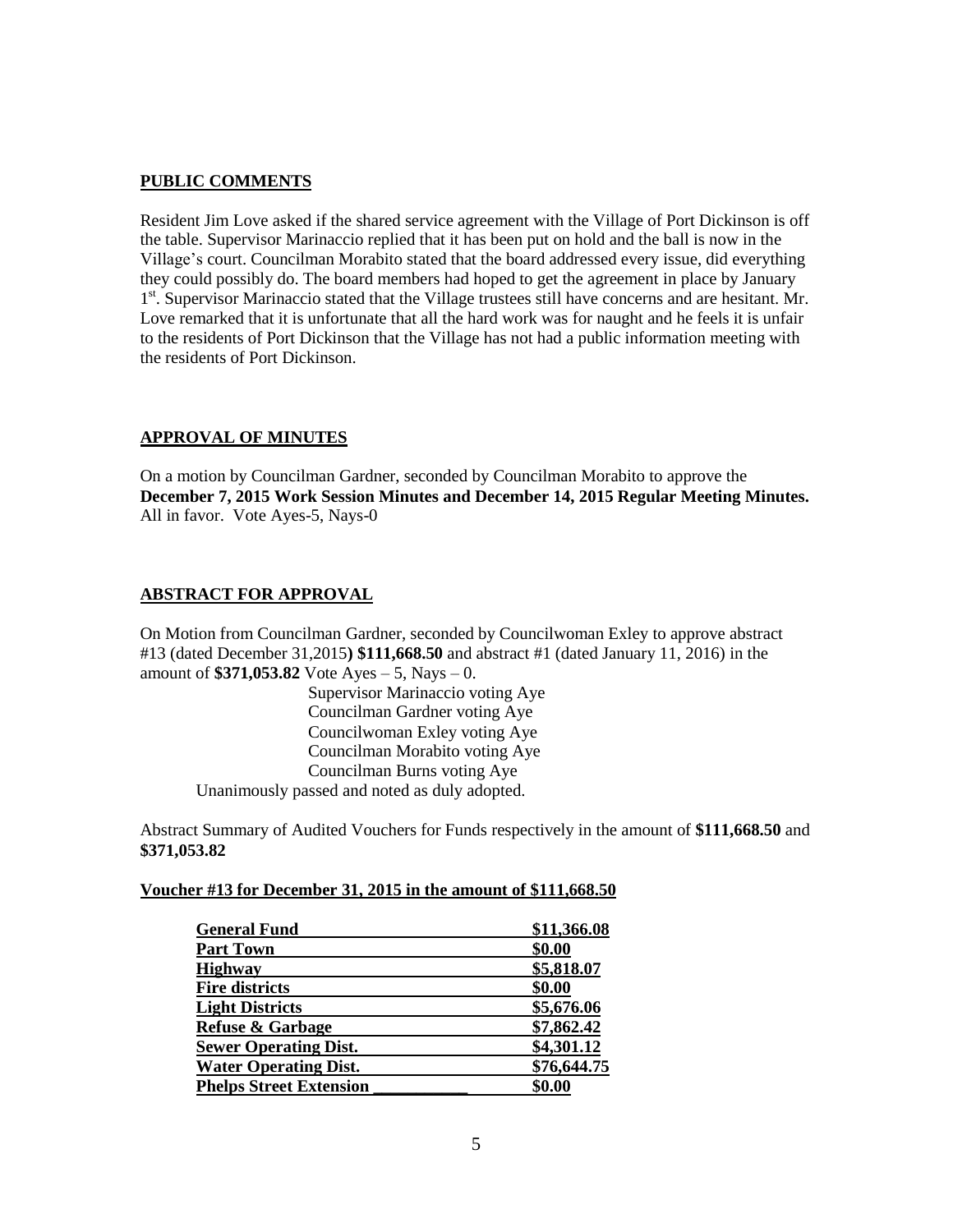## PUBLIC COMMENTS

Resident Jim Love asked if the shared service agreement with the Village of Port Dickinson is off the table. Supervisor Marinaccio replied that it has been put on hold and the ball is now in the Village's court. Councilman Morabito stated that the board addressed every issue, did everything they could possibly do. The board members had hoped to get the agreement in place by January 1st. Supervisor Marinaccio stated that the Village trustees still have concerns and are hesitant. Mr. Love remarked that it is unfortunate that all the hard work was for naught and he feels it is unfair to the residents of Port Dickinson that the Village has not had a public information meeting with the residents of Port Dickinson.

## APPROVAL OF MINUTES

On a motion by Councilman Gardner, seconded by Councilman Morabito to approve the **December 7, 2015 Work Session Minutes and December 14, 2015 Regular Meeting Minutes.** All in favor. Vote Ayes-5, Nays-0

## ABSTRACT FOR APPROVAL

On Motion from Councilman Gardner, seconded by Councilwoman Exley to approve abstract #13 (dated December 31,2015**) $111,668.50** and abstract #1 (dated January 11, 2016) in the amount of **$371,053.82** Vote Ayes – 5, Nays – 0.

Supervisor Marinaccio voting Aye
Councilman Gardner voting Aye
Councilwoman Exley voting Aye
Councilman Morabito voting Aye
Councilman Burns voting Aye

Unanimously passed and noted as duly adopted.

Abstract Summary of Audited Vouchers for Funds respectively in the amount of **$111,668.50** and **$371,053.82**

**Voucher #13 for December 31, 2015 in the amount of $111,668.50**

| Fund | Amount |
|---|---|
| **General Fund** | **$11,366.08** |
| **Part Town** | **$0.00** |
| **Highway** | **$5,818.07** |
| **Fire districts** | **$0.00** |
| **Light Districts** | **$5,676.06** |
| **Refuse & Garbage** | **$7,862.42** |
| **Sewer Operating Dist.** | **$4,301.12** |
| **Water Operating Dist.** | **$76,644.75** |
| **Phelps Street Extension ___________** | **$0.00** |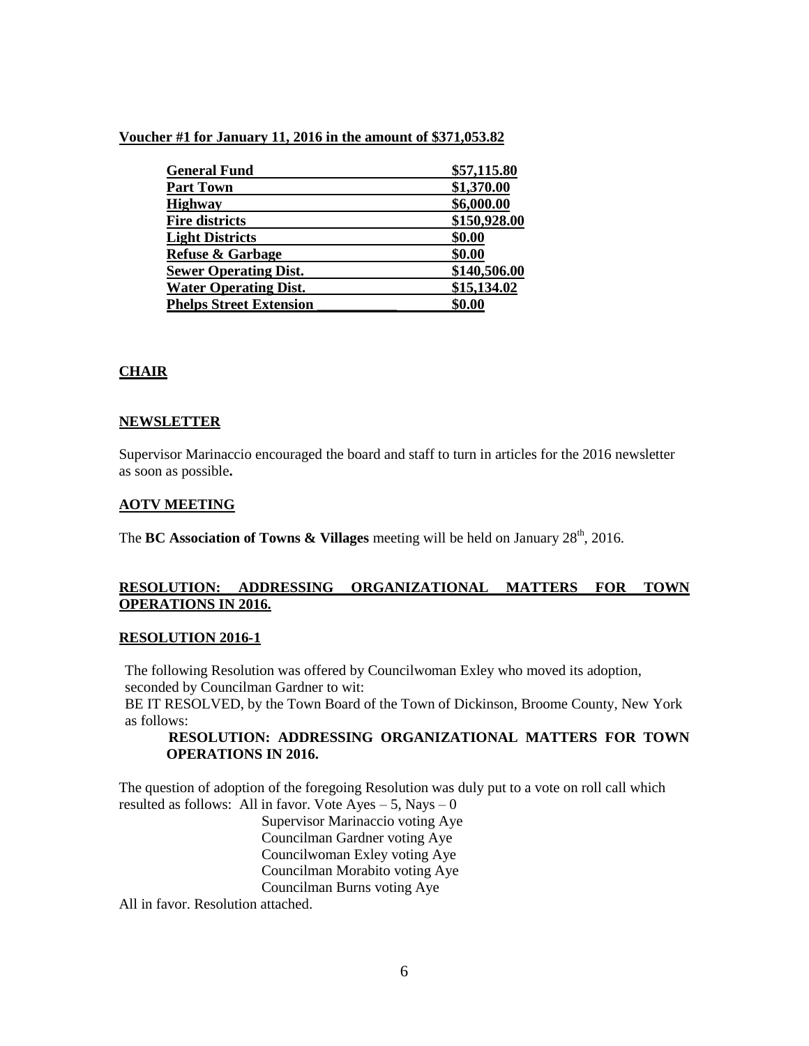**Voucher #1 for January 11, 2016 in the amount of $371,053.82**

| Fund | Amount |
|---|---|
| **General Fund** | **$57,115.80** |
| **Part Town** | **$1,370.00** |
| **Highway** | **$6,000.00** |
| **Fire districts** | **$150,928.00** |
| **Light Districts** | **$0.00** |
| **Refuse & Garbage** | **$0.00** |
| **Sewer Operating Dist.** | **$140,506.00** |
| **Water Operating Dist.** | **$15,134.02** |
| **Phelps Street Extension** | **$0.00** |

## CHAIR

### NEWSLETTER

Supervisor Marinaccio encouraged the board and staff to turn in articles for the 2016 newsletter as soon as possible**.**

### AOTV MEETING

The **BC Association of Towns & Villages** meeting will be held on January 28th, 2016.

### RESOLUTION: ADDRESSING ORGANIZATIONAL MATTERS FOR TOWN OPERATIONS IN 2016.

### RESOLUTION 2016-1

The following Resolution was offered by Councilwoman Exley who moved its adoption, seconded by Councilman Gardner to wit:
BE IT RESOLVED, by the Town Board of the Town of Dickinson, Broome County, New York as follows:

**RESOLUTION: ADDRESSING ORGANIZATIONAL MATTERS FOR TOWN OPERATIONS IN 2016.**

The question of adoption of the foregoing Resolution was duly put to a vote on roll call which resulted as follows: All in favor. Vote Ayes – 5, Nays – 0

Supervisor Marinaccio voting Aye
Councilman Gardner voting Aye
Councilwoman Exley voting Aye
Councilman Morabito voting Aye
Councilman Burns voting Aye

All in favor. Resolution attached.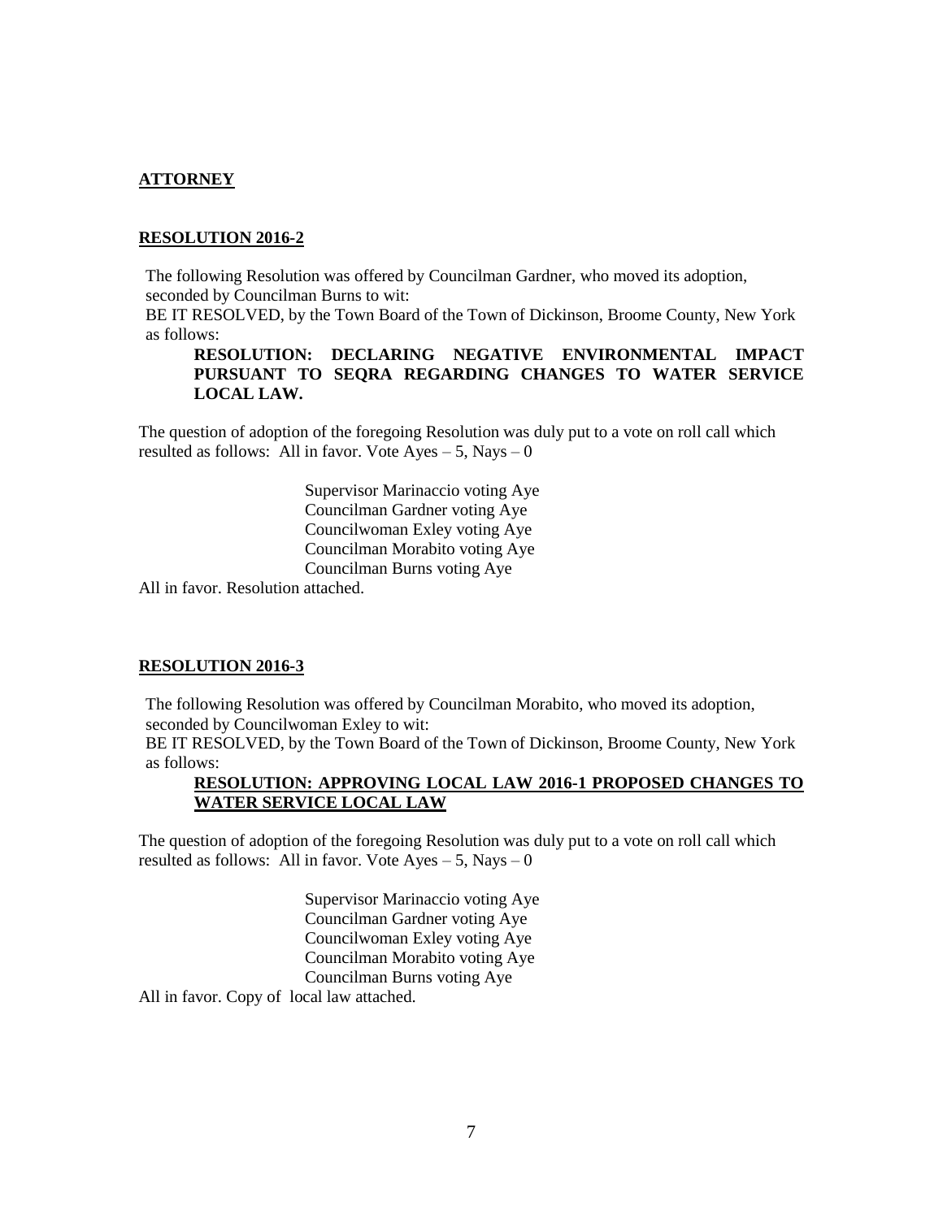**ATTORNEY**

**RESOLUTION 2016-2**

The following Resolution was offered by Councilman Gardner, who moved its adoption, seconded by Councilman Burns to wit:

BE IT RESOLVED, by the Town Board of the Town of Dickinson, Broome County, New York as follows:

**RESOLUTION: DECLARING NEGATIVE ENVIRONMENTAL IMPACT PURSUANT TO SEQRA REGARDING CHANGES TO WATER SERVICE LOCAL LAW.**

The question of adoption of the foregoing Resolution was duly put to a vote on roll call which resulted as follows: All in favor. Vote Ayes – 5, Nays – 0

Supervisor Marinaccio voting Aye
Councilman Gardner voting Aye
Councilwoman Exley voting Aye
Councilman Morabito voting Aye
Councilman Burns voting Aye

All in favor. Resolution attached.

**RESOLUTION 2016-3**

The following Resolution was offered by Councilman Morabito, who moved its adoption, seconded by Councilwoman Exley to wit:

BE IT RESOLVED, by the Town Board of the Town of Dickinson, Broome County, New York as follows:

**RESOLUTION: APPROVING LOCAL LAW 2016-1 PROPOSED CHANGES TO WATER SERVICE LOCAL LAW**

The question of adoption of the foregoing Resolution was duly put to a vote on roll call which resulted as follows: All in favor. Vote Ayes – 5, Nays – 0

Supervisor Marinaccio voting Aye
Councilman Gardner voting Aye
Councilwoman Exley voting Aye
Councilman Morabito voting Aye
Councilman Burns voting Aye

All in favor. Copy of local law attached.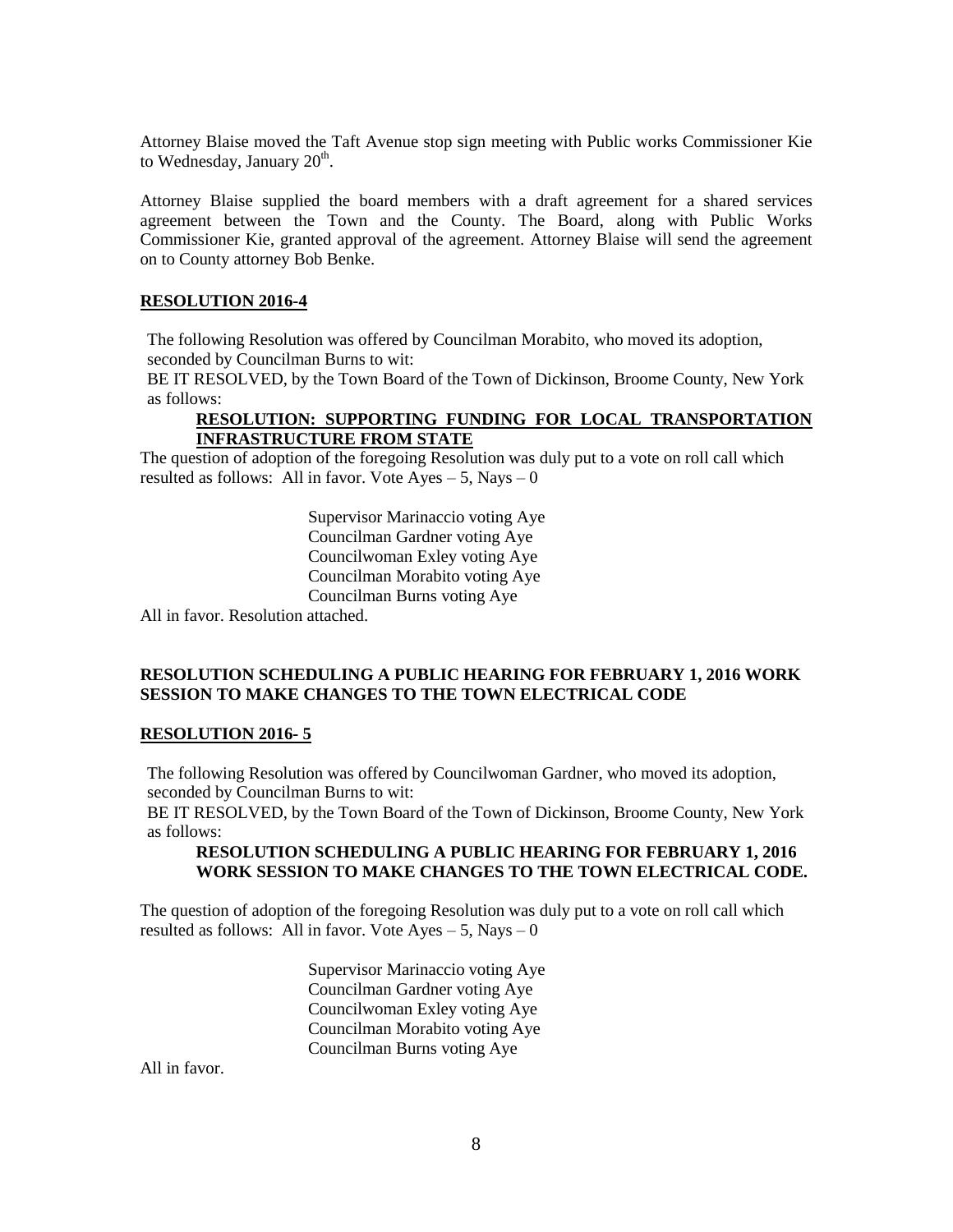Attorney Blaise moved the Taft Avenue stop sign meeting with Public works Commissioner Kie to Wednesday, January 20th.

Attorney Blaise supplied the board members with a draft agreement for a shared services agreement between the Town and the County. The Board, along with Public Works Commissioner Kie, granted approval of the agreement. Attorney Blaise will send the agreement on to County attorney Bob Benke.

**RESOLUTION 2016-4**

The following Resolution was offered by Councilman Morabito, who moved its adoption, seconded by Councilman Burns to wit:

BE IT RESOLVED, by the Town Board of the Town of Dickinson, Broome County, New York as follows:

**RESOLUTION: SUPPORTING FUNDING FOR LOCAL TRANSPORTATION INFRASTRUCTURE FROM STATE**

The question of adoption of the foregoing Resolution was duly put to a vote on roll call which resulted as follows: All in favor. Vote Ayes – 5, Nays – 0

Supervisor Marinaccio voting Aye
Councilman Gardner voting Aye
Councilwoman Exley voting Aye
Councilman Morabito voting Aye
Councilman Burns voting Aye

All in favor. Resolution attached.

**RESOLUTION SCHEDULING A PUBLIC HEARING FOR FEBRUARY 1, 2016 WORK SESSION TO MAKE CHANGES TO THE TOWN ELECTRICAL CODE**

**RESOLUTION 2016- 5**

The following Resolution was offered by Councilwoman Gardner, who moved its adoption, seconded by Councilman Burns to wit:

BE IT RESOLVED, by the Town Board of the Town of Dickinson, Broome County, New York as follows:

**RESOLUTION SCHEDULING A PUBLIC HEARING FOR FEBRUARY 1, 2016 WORK SESSION TO MAKE CHANGES TO THE TOWN ELECTRICAL CODE.**

The question of adoption of the foregoing Resolution was duly put to a vote on roll call which resulted as follows: All in favor. Vote Ayes – 5, Nays – 0

Supervisor Marinaccio voting Aye
Councilman Gardner voting Aye
Councilwoman Exley voting Aye
Councilman Morabito voting Aye
Councilman Burns voting Aye

All in favor.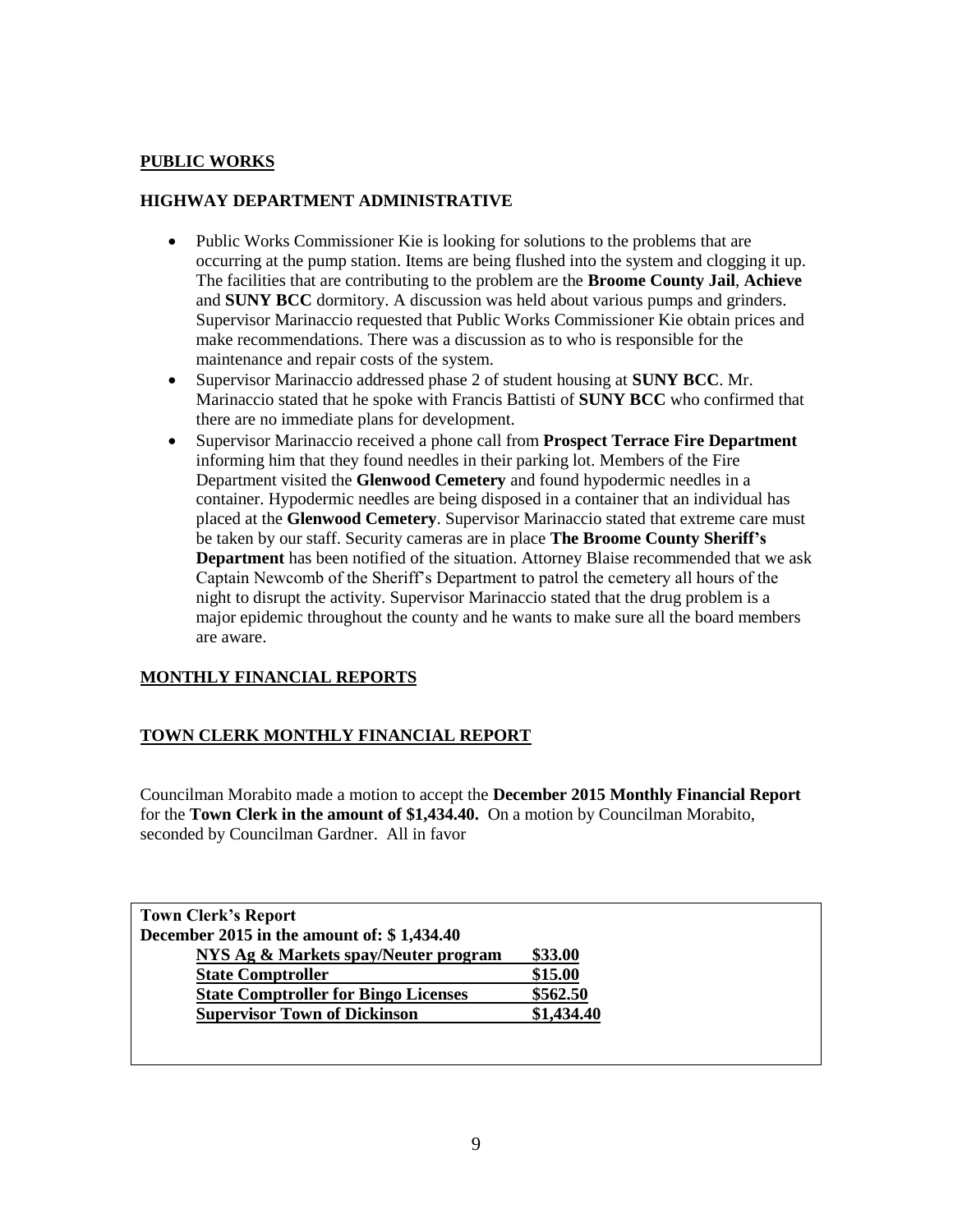## PUBLIC WORKS

### HIGHWAY DEPARTMENT ADMINISTRATIVE

- Public Works Commissioner Kie is looking for solutions to the problems that are occurring at the pump station. Items are being flushed into the system and clogging it up. The facilities that are contributing to the problem are the **Broome County Jail**, **Achieve** and **SUNY BCC** dormitory. A discussion was held about various pumps and grinders. Supervisor Marinaccio requested that Public Works Commissioner Kie obtain prices and make recommendations. There was a discussion as to who is responsible for the maintenance and repair costs of the system.
- Supervisor Marinaccio addressed phase 2 of student housing at **SUNY BCC**. Mr. Marinaccio stated that he spoke with Francis Battisti of **SUNY BCC** who confirmed that there are no immediate plans for development.
- Supervisor Marinaccio received a phone call from **Prospect Terrace Fire Department** informing him that they found needles in their parking lot. Members of the Fire Department visited the **Glenwood Cemetery** and found hypodermic needles in a container. Hypodermic needles are being disposed in a container that an individual has placed at the **Glenwood Cemetery**. Supervisor Marinaccio stated that extreme care must be taken by our staff. Security cameras are in place **The Broome County Sheriff's Department** has been notified of the situation. Attorney Blaise recommended that we ask Captain Newcomb of the Sheriff's Department to patrol the cemetery all hours of the night to disrupt the activity. Supervisor Marinaccio stated that the drug problem is a major epidemic throughout the county and he wants to make sure all the board members are aware.

## MONTHLY FINANCIAL REPORTS

### TOWN CLERK MONTHLY FINANCIAL REPORT

Councilman Morabito made a motion to accept the **December 2015 Monthly Financial Report** for the **Town Clerk in the amount of $1,434.40.** On a motion by Councilman Morabito, seconded by Councilman Gardner. All in favor

**Town Clerk's Report**
**December 2015 in the amount of: $ 1,434.40**

| | |
|---|---|
| **NYS Ag & Markets spay/Neuter program** | **$33.00** |
| **State Comptroller** | **$15.00** |
| **State Comptroller for Bingo Licenses** | **$562.50** |
| **Supervisor Town of Dickinson** | **$1,434.40** |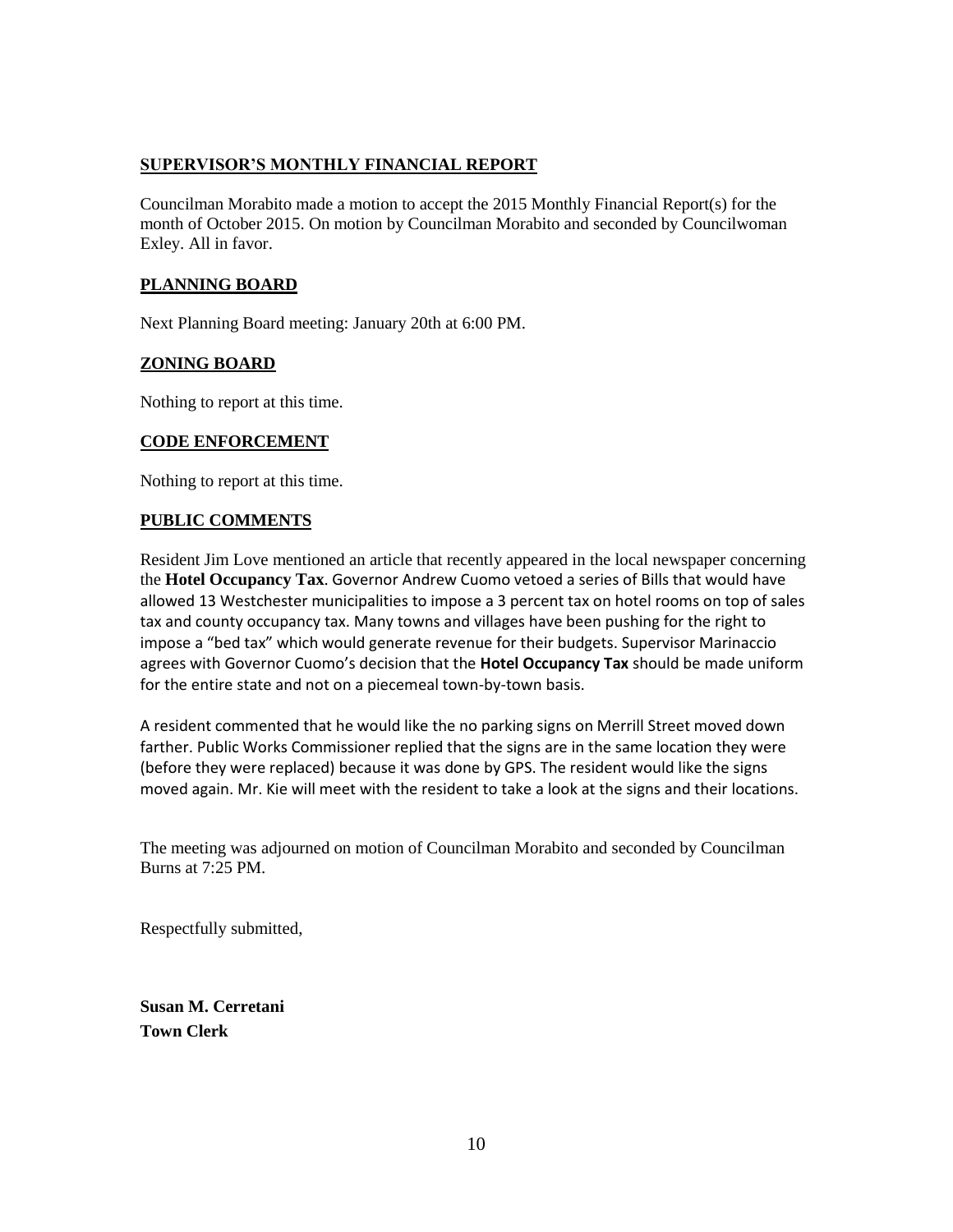## SUPERVISOR'S MONTHLY FINANCIAL REPORT

Councilman Morabito made a motion to accept the 2015 Monthly Financial Report(s) for the month of October 2015. On motion by Councilman Morabito and seconded by Councilwoman Exley. All in favor.

## PLANNING BOARD

Next Planning Board meeting: January 20th at 6:00 PM.

## ZONING BOARD

Nothing to report at this time.

## CODE ENFORCEMENT

Nothing to report at this time.

## PUBLIC COMMENTS

Resident Jim Love mentioned an article that recently appeared in the local newspaper concerning the **Hotel Occupancy Tax**. Governor Andrew Cuomo vetoed a series of Bills that would have allowed 13 Westchester municipalities to impose a 3 percent tax on hotel rooms on top of sales tax and county occupancy tax. Many towns and villages have been pushing for the right to impose a "bed tax" which would generate revenue for their budgets. Supervisor Marinaccio agrees with Governor Cuomo's decision that the **Hotel Occupancy Tax** should be made uniform for the entire state and not on a piecemeal town-by-town basis.

A resident commented that he would like the no parking signs on Merrill Street moved down farther. Public Works Commissioner replied that the signs are in the same location they were (before they were replaced) because it was done by GPS. The resident would like the signs moved again. Mr. Kie will meet with the resident to take a look at the signs and their locations.

The meeting was adjourned on motion of Councilman Morabito and seconded by Councilman Burns at 7:25 PM.

Respectfully submitted,

**Susan M. Cerretani**
**Town Clerk**